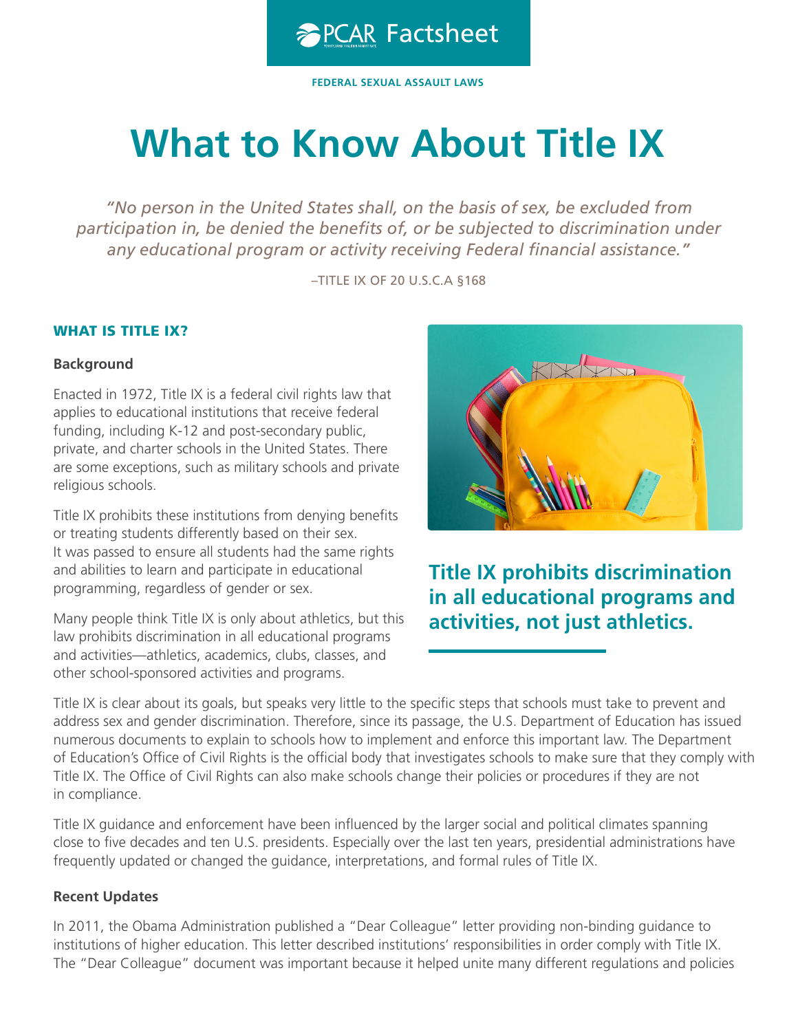PCAR Factsheet

FEDERAL SEXUAL ASSAULT LAWS

# What to Know About Title IX

*"No person in the United States shall, on the basis of sex, be excluded from participation in, be denied the benefits of, or be subjected to discrimination under any educational program or activity receiving Federal financial assistance."*

–TITLE IX OF 20 U.S.C.A §168

## WHAT IS TITLE IX?

### Background

Enacted in 1972, Title IX is a federal civil rights law that applies to educational institutions that receive federal funding, including K-12 and post-secondary public, private, and charter schools in the United States. There are some exceptions, such as military schools and private religious schools.

Title IX prohibits these institutions from denying benefits or treating students differently based on their sex. It was passed to ensure all students had the same rights and abilities to learn and participate in educational programming, regardless of gender or sex.

Many people think Title IX is only about athletics, but this law prohibits discrimination in all educational programs and activities—athletics, academics, clubs, classes, and other school-sponsored activities and programs.

**Title IX prohibits discrimination in all educational programs and activities, not just athletics.**

Title IX is clear about its goals, but speaks very little to the specific steps that schools must take to prevent and address sex and gender discrimination. Therefore, since its passage, the U.S. Department of Education has issued numerous documents to explain to schools how to implement and enforce this important law. The Department of Education's Office of Civil Rights is the official body that investigates schools to make sure that they comply with Title IX. The Office of Civil Rights can also make schools change their policies or procedures if they are not in compliance.

Title IX guidance and enforcement have been influenced by the larger social and political climates spanning close to five decades and ten U.S. presidents. Especially over the last ten years, presidential administrations have frequently updated or changed the guidance, interpretations, and formal rules of Title IX.

### Recent Updates

In 2011, the Obama Administration published a "Dear Colleague" letter providing non-binding guidance to institutions of higher education. This letter described institutions' responsibilities in order comply with Title IX. The "Dear Colleague" document was important because it helped unite many different regulations and policies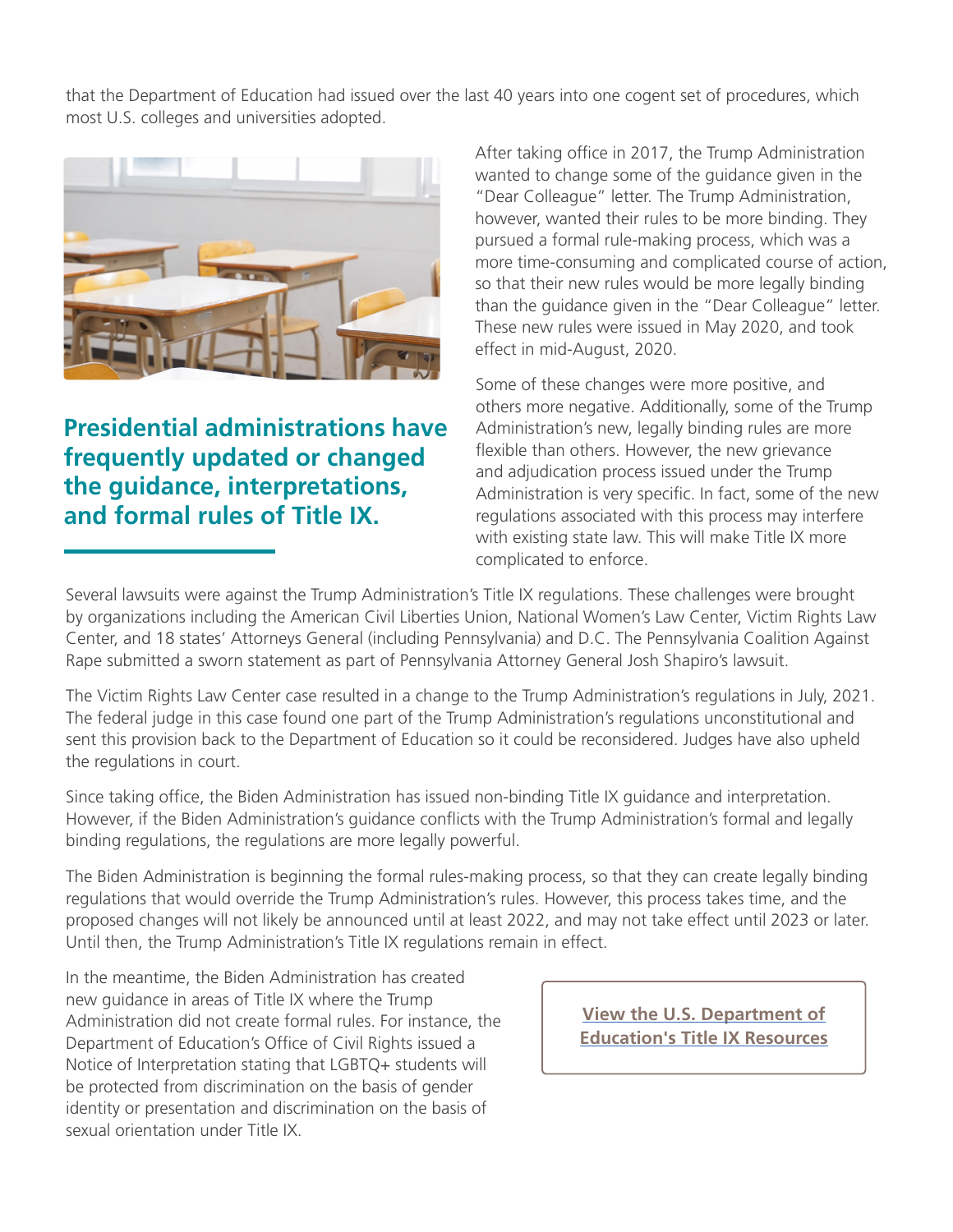that the Department of Education had issued over the last 40 years into one cogent set of procedures, which most U.S. colleges and universities adopted.

**Presidential administrations have frequently updated or changed the guidance, interpretations, and formal rules of Title IX.**

After taking office in 2017, the Trump Administration wanted to change some of the guidance given in the "Dear Colleague" letter. The Trump Administration, however, wanted their rules to be more binding. They pursued a formal rule-making process, which was a more time-consuming and complicated course of action, so that their new rules would be more legally binding than the guidance given in the "Dear Colleague" letter. These new rules were issued in May 2020, and took effect in mid-August, 2020.

Some of these changes were more positive, and others more negative. Additionally, some of the Trump Administration's new, legally binding rules are more flexible than others. However, the new grievance and adjudication process issued under the Trump Administration is very specific. In fact, some of the new regulations associated with this process may interfere with existing state law. This will make Title IX more complicated to enforce.

Several lawsuits were against the Trump Administration's Title IX regulations. These challenges were brought by organizations including the American Civil Liberties Union, National Women's Law Center, Victim Rights Law Center, and 18 states' Attorneys General (including Pennsylvania) and D.C. The Pennsylvania Coalition Against Rape submitted a sworn statement as part of Pennsylvania Attorney General Josh Shapiro's lawsuit.

The Victim Rights Law Center case resulted in a change to the Trump Administration's regulations in July, 2021. The federal judge in this case found one part of the Trump Administration's regulations unconstitutional and sent this provision back to the Department of Education so it could be reconsidered. Judges have also upheld the regulations in court.

Since taking office, the Biden Administration has issued non-binding Title IX guidance and interpretation. However, if the Biden Administration's guidance conflicts with the Trump Administration's formal and legally binding regulations, the regulations are more legally powerful.

The Biden Administration is beginning the formal rules-making process, so that they can create legally binding regulations that would override the Trump Administration's rules. However, this process takes time, and the proposed changes will not likely be announced until at least 2022, and may not take effect until 2023 or later. Until then, the Trump Administration's Title IX regulations remain in effect.

In the meantime, the Biden Administration has created new guidance in areas of Title IX where the Trump Administration did not create formal rules. For instance, the Department of Education's Office of Civil Rights issued a Notice of Interpretation stating that LGBTQ+ students will be protected from discrimination on the basis of gender identity or presentation and discrimination on the basis of sexual orientation under Title IX.

**View the U.S. Department of Education's Title IX Resources**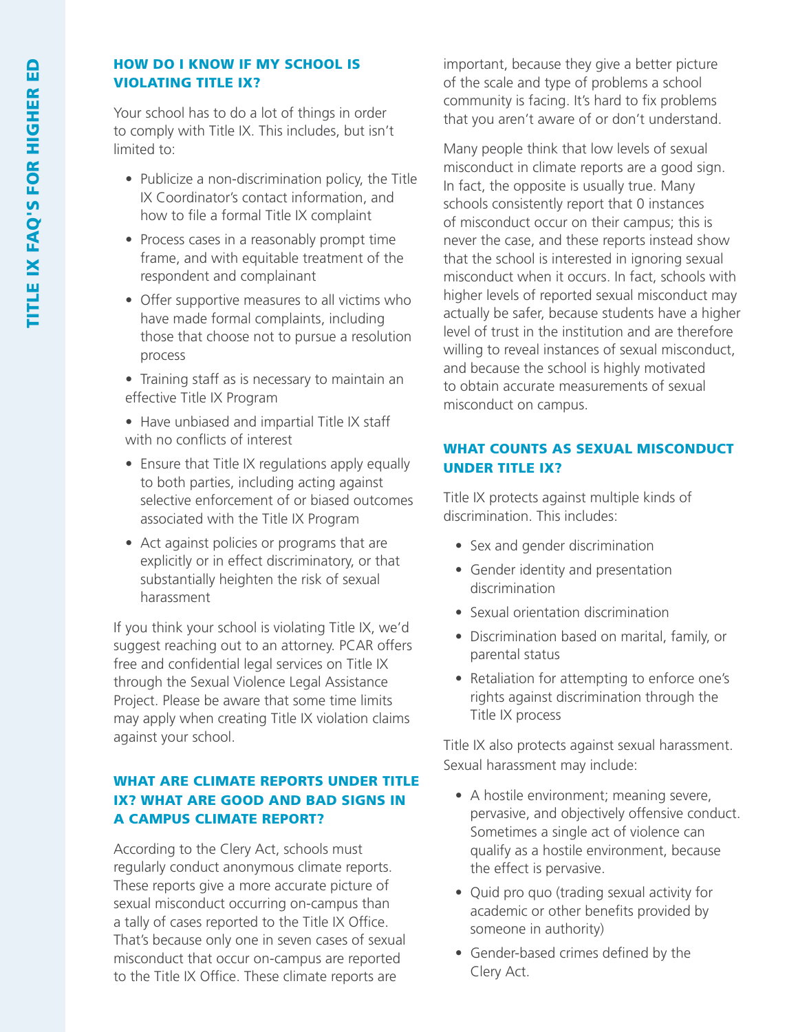## HOW DO I KNOW IF MY SCHOOL IS VIOLATING TITLE IX?

Your school has to do a lot of things in order to comply with Title IX. This includes, but isn't limited to:

- Publicize a non-discrimination policy, the Title IX Coordinator's contact information, and how to file a formal Title IX complaint
- Process cases in a reasonably prompt time frame, and with equitable treatment of the respondent and complainant
- Offer supportive measures to all victims who have made formal complaints, including those that choose not to pursue a resolution process
- Training staff as is necessary to maintain an effective Title IX Program
- Have unbiased and impartial Title IX staff with no conflicts of interest
- Ensure that Title IX regulations apply equally to both parties, including acting against selective enforcement of or biased outcomes associated with the Title IX Program
- Act against policies or programs that are explicitly or in effect discriminatory, or that substantially heighten the risk of sexual harassment

If you think your school is violating Title IX, we'd suggest reaching out to an attorney. PCAR offers free and confidential legal services on Title IX through the Sexual Violence Legal Assistance Project. Please be aware that some time limits may apply when creating Title IX violation claims against your school.

## WHAT ARE CLIMATE REPORTS UNDER TITLE IX? WHAT ARE GOOD AND BAD SIGNS IN A CAMPUS CLIMATE REPORT?

According to the Clery Act, schools must regularly conduct anonymous climate reports. These reports give a more accurate picture of sexual misconduct occurring on-campus than a tally of cases reported to the Title IX Office. That's because only one in seven cases of sexual misconduct that occur on-campus are reported to the Title IX Office. These climate reports are important, because they give a better picture of the scale and type of problems a school community is facing. It's hard to fix problems that you aren't aware of or don't understand.

Many people think that low levels of sexual misconduct in climate reports are a good sign. In fact, the opposite is usually true. Many schools consistently report that 0 instances of misconduct occur on their campus; this is never the case, and these reports instead show that the school is interested in ignoring sexual misconduct when it occurs. In fact, schools with higher levels of reported sexual misconduct may actually be safer, because students have a higher level of trust in the institution and are therefore willing to reveal instances of sexual misconduct, and because the school is highly motivated to obtain accurate measurements of sexual misconduct on campus.

## WHAT COUNTS AS SEXUAL MISCONDUCT UNDER TITLE IX?

Title IX protects against multiple kinds of discrimination. This includes:

- Sex and gender discrimination
- Gender identity and presentation discrimination
- Sexual orientation discrimination
- Discrimination based on marital, family, or parental status
- Retaliation for attempting to enforce one's rights against discrimination through the Title IX process

Title IX also protects against sexual harassment. Sexual harassment may include:

- A hostile environment; meaning severe, pervasive, and objectively offensive conduct. Sometimes a single act of violence can qualify as a hostile environment, because the effect is pervasive.
- Quid pro quo (trading sexual activity for academic or other benefits provided by someone in authority)
- Gender-based crimes defined by the Clery Act.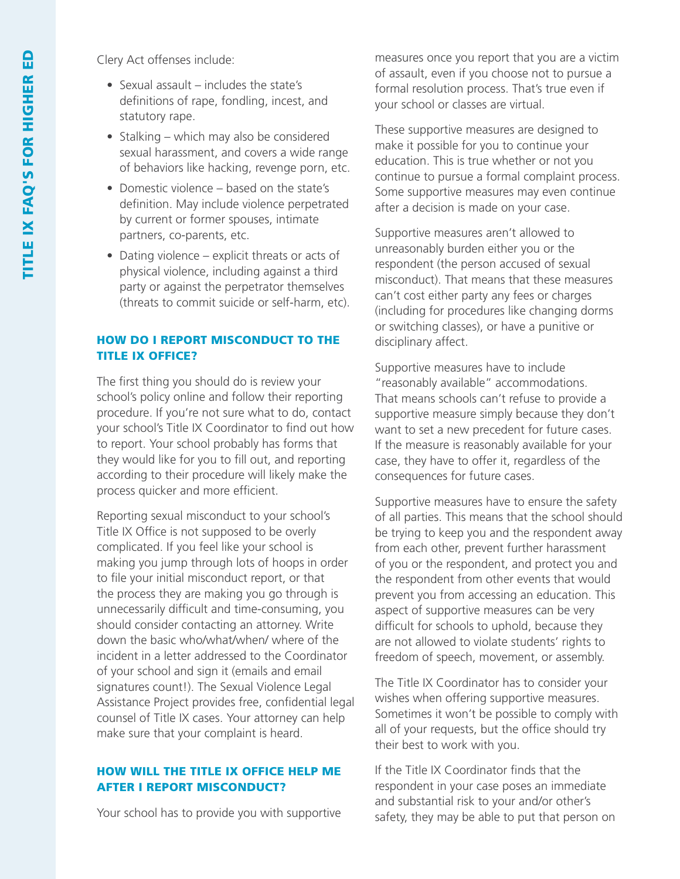Clery Act offenses include:

- Sexual assault – includes the state's definitions of rape, fondling, incest, and statutory rape.
- Stalking – which may also be considered sexual harassment, and covers a wide range of behaviors like hacking, revenge porn, etc.
- Domestic violence – based on the state's definition. May include violence perpetrated by current or former spouses, intimate partners, co-parents, etc.
- Dating violence – explicit threats or acts of physical violence, including against a third party or against the perpetrator themselves (threats to commit suicide or self-harm, etc).

### HOW DO I REPORT MISCONDUCT TO THE TITLE IX OFFICE?

The first thing you should do is review your school's policy online and follow their reporting procedure. If you're not sure what to do, contact your school's Title IX Coordinator to find out how to report. Your school probably has forms that they would like for you to fill out, and reporting according to their procedure will likely make the process quicker and more efficient.

Reporting sexual misconduct to your school's Title IX Office is not supposed to be overly complicated. If you feel like your school is making you jump through lots of hoops in order to file your initial misconduct report, or that the process they are making you go through is unnecessarily difficult and time-consuming, you should consider contacting an attorney. Write down the basic who/what/when/ where of the incident in a letter addressed to the Coordinator of your school and sign it (emails and email signatures count!). The Sexual Violence Legal Assistance Project provides free, confidential legal counsel of Title IX cases. Your attorney can help make sure that your complaint is heard.

### HOW WILL THE TITLE IX OFFICE HELP ME AFTER I REPORT MISCONDUCT?

Your school has to provide you with supportive measures once you report that you are a victim of assault, even if you choose not to pursue a formal resolution process. That's true even if your school or classes are virtual.

These supportive measures are designed to make it possible for you to continue your education. This is true whether or not you continue to pursue a formal complaint process. Some supportive measures may even continue after a decision is made on your case.

Supportive measures aren't allowed to unreasonably burden either you or the respondent (the person accused of sexual misconduct). That means that these measures can't cost either party any fees or charges (including for procedures like changing dorms or switching classes), or have a punitive or disciplinary affect.

Supportive measures have to include "reasonably available" accommodations. That means schools can't refuse to provide a supportive measure simply because they don't want to set a new precedent for future cases. If the measure is reasonably available for your case, they have to offer it, regardless of the consequences for future cases.

Supportive measures have to ensure the safety of all parties. This means that the school should be trying to keep you and the respondent away from each other, prevent further harassment of you or the respondent, and protect you and the respondent from other events that would prevent you from accessing an education. This aspect of supportive measures can be very difficult for schools to uphold, because they are not allowed to violate students' rights to freedom of speech, movement, or assembly.

The Title IX Coordinator has to consider your wishes when offering supportive measures. Sometimes it won't be possible to comply with all of your requests, but the office should try their best to work with you.

If the Title IX Coordinator finds that the respondent in your case poses an immediate and substantial risk to your and/or other's safety, they may be able to put that person on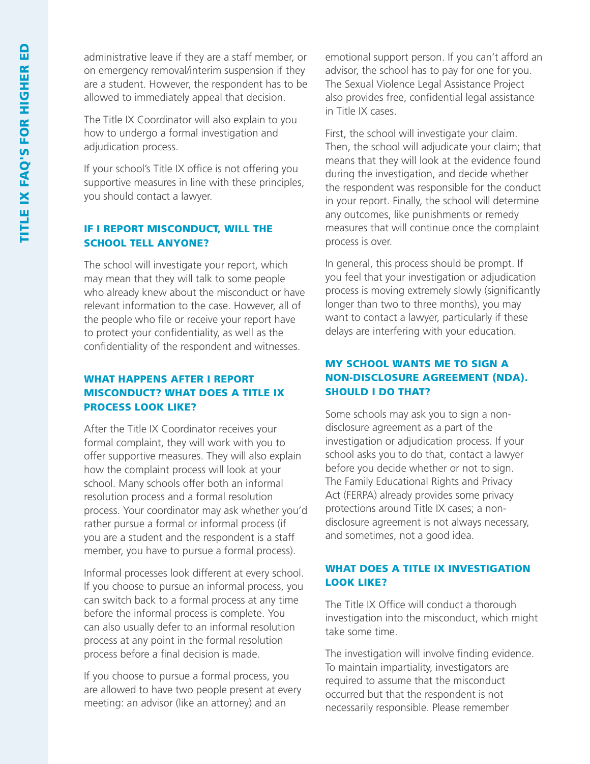administrative leave if they are a staff member, or on emergency removal/interim suspension if they are a student. However, the respondent has to be allowed to immediately appeal that decision.

The Title IX Coordinator will also explain to you how to undergo a formal investigation and adjudication process.

If your school's Title IX office is not offering you supportive measures in line with these principles, you should contact a lawyer.

### IF I REPORT MISCONDUCT, WILL THE SCHOOL TELL ANYONE?

The school will investigate your report, which may mean that they will talk to some people who already knew about the misconduct or have relevant information to the case. However, all of the people who file or receive your report have to protect your confidentiality, as well as the confidentiality of the respondent and witnesses.

### WHAT HAPPENS AFTER I REPORT MISCONDUCT? WHAT DOES A TITLE IX PROCESS LOOK LIKE?

After the Title IX Coordinator receives your formal complaint, they will work with you to offer supportive measures. They will also explain how the complaint process will look at your school. Many schools offer both an informal resolution process and a formal resolution process. Your coordinator may ask whether you'd rather pursue a formal or informal process (if you are a student and the respondent is a staff member, you have to pursue a formal process).

Informal processes look different at every school. If you choose to pursue an informal process, you can switch back to a formal process at any time before the informal process is complete. You can also usually defer to an informal resolution process at any point in the formal resolution process before a final decision is made.

If you choose to pursue a formal process, you are allowed to have two people present at every meeting: an advisor (like an attorney) and an emotional support person. If you can't afford an advisor, the school has to pay for one for you. The Sexual Violence Legal Assistance Project also provides free, confidential legal assistance in Title IX cases.

First, the school will investigate your claim. Then, the school will adjudicate your claim; that means that they will look at the evidence found during the investigation, and decide whether the respondent was responsible for the conduct in your report. Finally, the school will determine any outcomes, like punishments or remedy measures that will continue once the complaint process is over.

In general, this process should be prompt. If you feel that your investigation or adjudication process is moving extremely slowly (significantly longer than two to three months), you may want to contact a lawyer, particularly if these delays are interfering with your education.

### MY SCHOOL WANTS ME TO SIGN A NON-DISCLOSURE AGREEMENT (NDA). SHOULD I DO THAT?

Some schools may ask you to sign a non-disclosure agreement as a part of the investigation or adjudication process. If your school asks you to do that, contact a lawyer before you decide whether or not to sign. The Family Educational Rights and Privacy Act (FERPA) already provides some privacy protections around Title IX cases; a non-disclosure agreement is not always necessary, and sometimes, not a good idea.

### WHAT DOES A TITLE IX INVESTIGATION LOOK LIKE?

The Title IX Office will conduct a thorough investigation into the misconduct, which might take some time.

The investigation will involve finding evidence. To maintain impartiality, investigators are required to assume that the misconduct occurred but that the respondent is not necessarily responsible. Please remember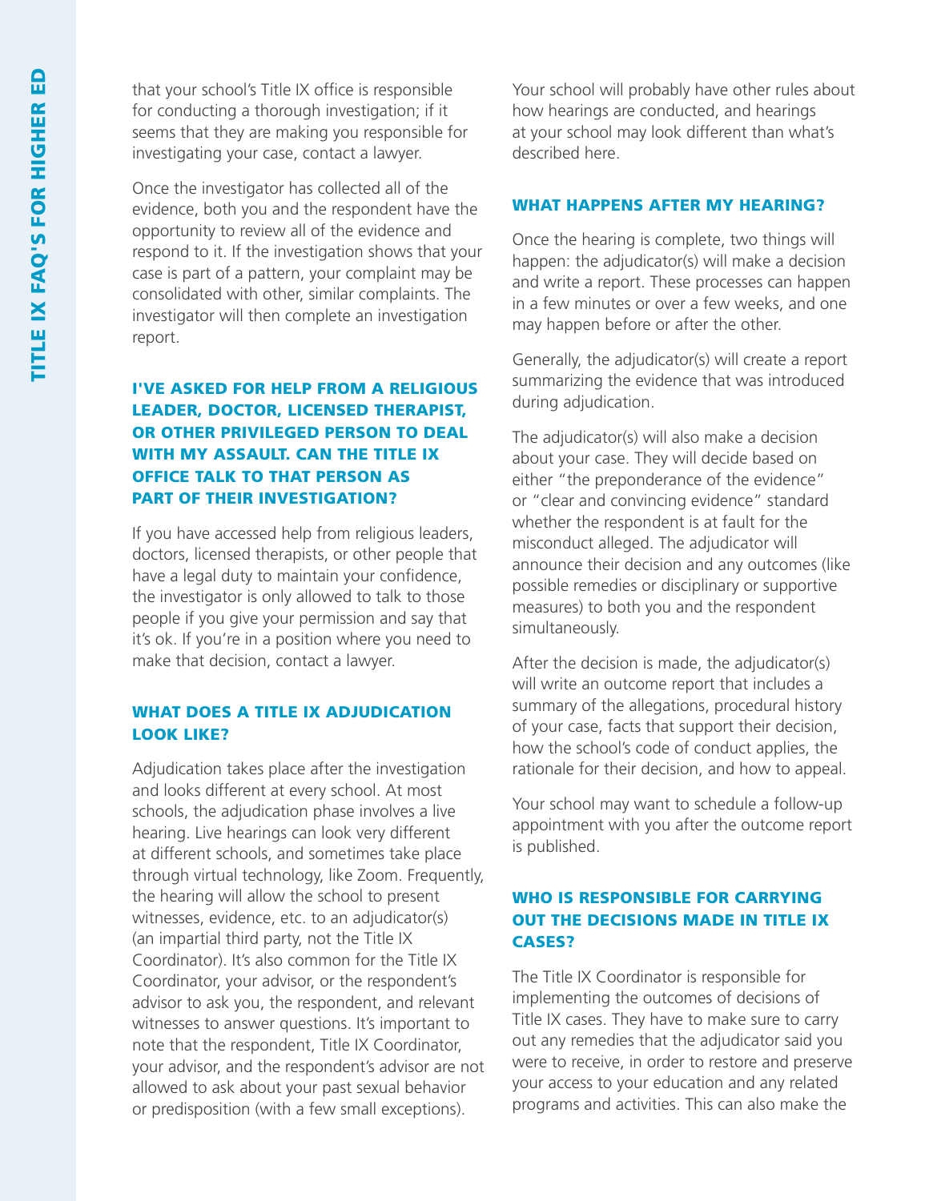that your school's Title IX office is responsible for conducting a thorough investigation; if it seems that they are making you responsible for investigating your case, contact a lawyer.

Once the investigator has collected all of the evidence, both you and the respondent have the opportunity to review all of the evidence and respond to it. If the investigation shows that your case is part of a pattern, your complaint may be consolidated with other, similar complaints. The investigator will then complete an investigation report.

### I'VE ASKED FOR HELP FROM A RELIGIOUS LEADER, DOCTOR, LICENSED THERAPIST, OR OTHER PRIVILEGED PERSON TO DEAL WITH MY ASSAULT. CAN THE TITLE IX OFFICE TALK TO THAT PERSON AS PART OF THEIR INVESTIGATION?

If you have accessed help from religious leaders, doctors, licensed therapists, or other people that have a legal duty to maintain your confidence, the investigator is only allowed to talk to those people if you give your permission and say that it's ok. If you're in a position where you need to make that decision, contact a lawyer.

### WHAT DOES A TITLE IX ADJUDICATION LOOK LIKE?

Adjudication takes place after the investigation and looks different at every school. At most schools, the adjudication phase involves a live hearing. Live hearings can look very different at different schools, and sometimes take place through virtual technology, like Zoom. Frequently, the hearing will allow the school to present witnesses, evidence, etc. to an adjudicator(s) (an impartial third party, not the Title IX Coordinator). It's also common for the Title IX Coordinator, your advisor, or the respondent's advisor to ask you, the respondent, and relevant witnesses to answer questions. It's important to note that the respondent, Title IX Coordinator, your advisor, and the respondent's advisor are not allowed to ask about your past sexual behavior or predisposition (with a few small exceptions).

Your school will probably have other rules about how hearings are conducted, and hearings at your school may look different than what's described here.

### WHAT HAPPENS AFTER MY HEARING?

Once the hearing is complete, two things will happen: the adjudicator(s) will make a decision and write a report. These processes can happen in a few minutes or over a few weeks, and one may happen before or after the other.

Generally, the adjudicator(s) will create a report summarizing the evidence that was introduced during adjudication.

The adjudicator(s) will also make a decision about your case. They will decide based on either "the preponderance of the evidence" or "clear and convincing evidence" standard whether the respondent is at fault for the misconduct alleged. The adjudicator will announce their decision and any outcomes (like possible remedies or disciplinary or supportive measures) to both you and the respondent simultaneously.

After the decision is made, the adjudicator(s) will write an outcome report that includes a summary of the allegations, procedural history of your case, facts that support their decision, how the school's code of conduct applies, the rationale for their decision, and how to appeal.

Your school may want to schedule a follow-up appointment with you after the outcome report is published.

### WHO IS RESPONSIBLE FOR CARRYING OUT THE DECISIONS MADE IN TITLE IX CASES?

The Title IX Coordinator is responsible for implementing the outcomes of decisions of Title IX cases. They have to make sure to carry out any remedies that the adjudicator said you were to receive, in order to restore and preserve your access to your education and any related programs and activities. This can also make the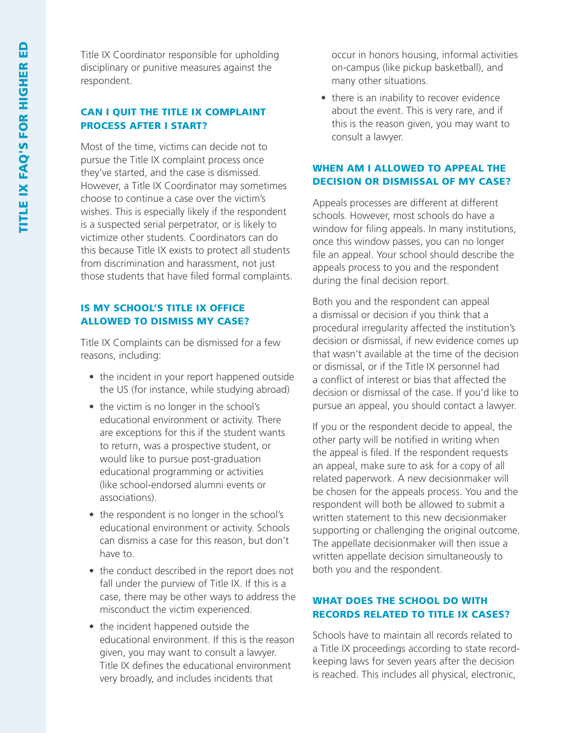Title IX Coordinator responsible for upholding disciplinary or punitive measures against the respondent.

### CAN I QUIT THE TITLE IX COMPLAINT PROCESS AFTER I START?

Most of the time, victims can decide not to pursue the Title IX complaint process once they've started, and the case is dismissed. However, a Title IX Coordinator may sometimes choose to continue a case over the victim's wishes. This is especially likely if the respondent is a suspected serial perpetrator, or is likely to victimize other students. Coordinators can do this because Title IX exists to protect all students from discrimination and harassment, not just those students that have filed formal complaints.

### IS MY SCHOOL'S TITLE IX OFFICE ALLOWED TO DISMISS MY CASE?

Title IX Complaints can be dismissed for a few reasons, including:

- the incident in your report happened outside the US (for instance, while studying abroad)
- the victim is no longer in the school's educational environment or activity. There are exceptions for this if the student wants to return, was a prospective student, or would like to pursue post-graduation educational programming or activities (like school-endorsed alumni events or associations).
- the respondent is no longer in the school's educational environment or activity. Schools can dismiss a case for this reason, but don't have to.
- the conduct described in the report does not fall under the purview of Title IX. If this is a case, there may be other ways to address the misconduct the victim experienced.
- the incident happened outside the educational environment. If this is the reason given, you may want to consult a lawyer. Title IX defines the educational environment very broadly, and includes incidents that occur in honors housing, informal activities on-campus (like pickup basketball), and many other situations.
- there is an inability to recover evidence about the event. This is very rare, and if this is the reason given, you may want to consult a lawyer.

### WHEN AM I ALLOWED TO APPEAL THE DECISION OR DISMISSAL OF MY CASE?

Appeals processes are different at different schools. However, most schools do have a window for filing appeals. In many institutions, once this window passes, you can no longer file an appeal. Your school should describe the appeals process to you and the respondent during the final decision report.

Both you and the respondent can appeal a dismissal or decision if you think that a procedural irregularity affected the institution's decision or dismissal, if new evidence comes up that wasn't available at the time of the decision or dismissal, or if the Title IX personnel had a conflict of interest or bias that affected the decision or dismissal of the case. If you'd like to pursue an appeal, you should contact a lawyer.

If you or the respondent decide to appeal, the other party will be notified in writing when the appeal is filed. If the respondent requests an appeal, make sure to ask for a copy of all related paperwork. A new decisionmaker will be chosen for the appeals process. You and the respondent will both be allowed to submit a written statement to this new decisionmaker supporting or challenging the original outcome. The appellate decisionmaker will then issue a written appellate decision simultaneously to both you and the respondent.

### WHAT DOES THE SCHOOL DO WITH RECORDS RELATED TO TITLE IX CASES?

Schools have to maintain all records related to a Title IX proceedings according to state record-keeping laws for seven years after the decision is reached. This includes all physical, electronic,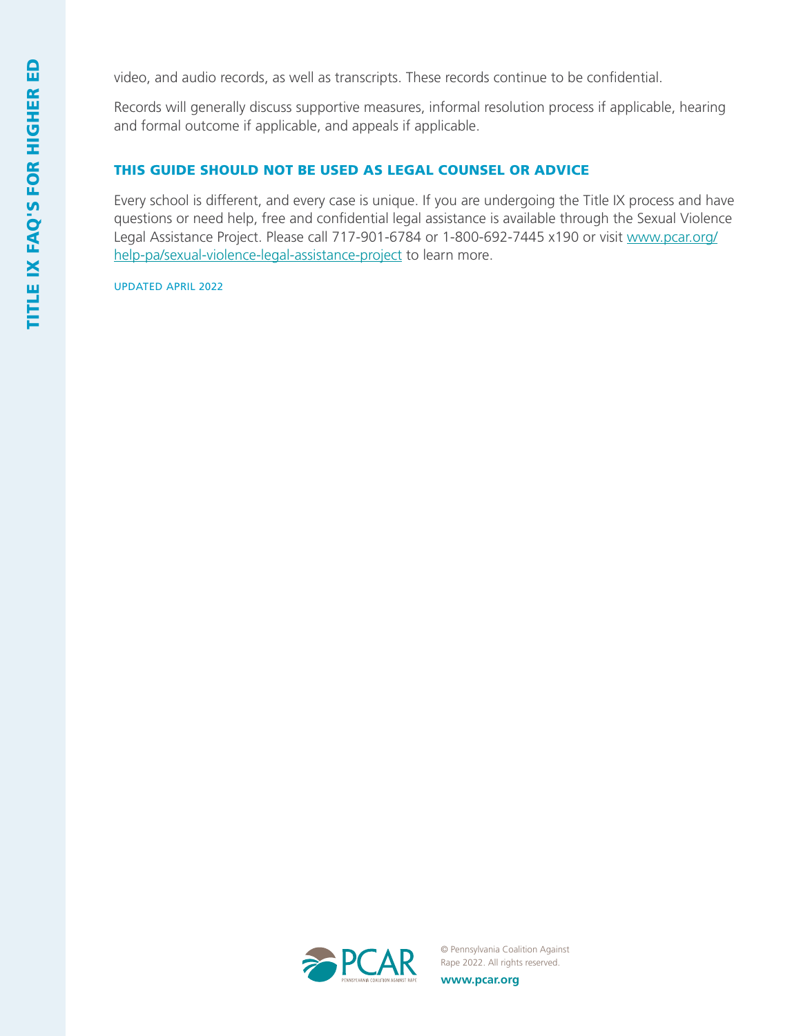video, and audio records, as well as transcripts. These records continue to be confidential.

Records will generally discuss supportive measures, informal resolution process if applicable, hearing and formal outcome if applicable, and appeals if applicable.

### THIS GUIDE SHOULD NOT BE USED AS LEGAL COUNSEL OR ADVICE

Every school is different, and every case is unique. If you are undergoing the Title IX process and have questions or need help, free and confidential legal assistance is available through the Sexual Violence Legal Assistance Project. Please call 717-901-6784 or 1-800-692-7445 x190 or visit [www.pcar.org/help-pa/sexual-violence-legal-assistance-project](http://www.pcar.org/help-pa/sexual-violence-legal-assistance-project) to learn more.

UPDATED APRIL 2022

PCAR
PENNSYLVANIA COALITION AGAINST RAPE

© Pennsylvania Coalition Against Rape 2022. All rights reserved.

**www.pcar.org**